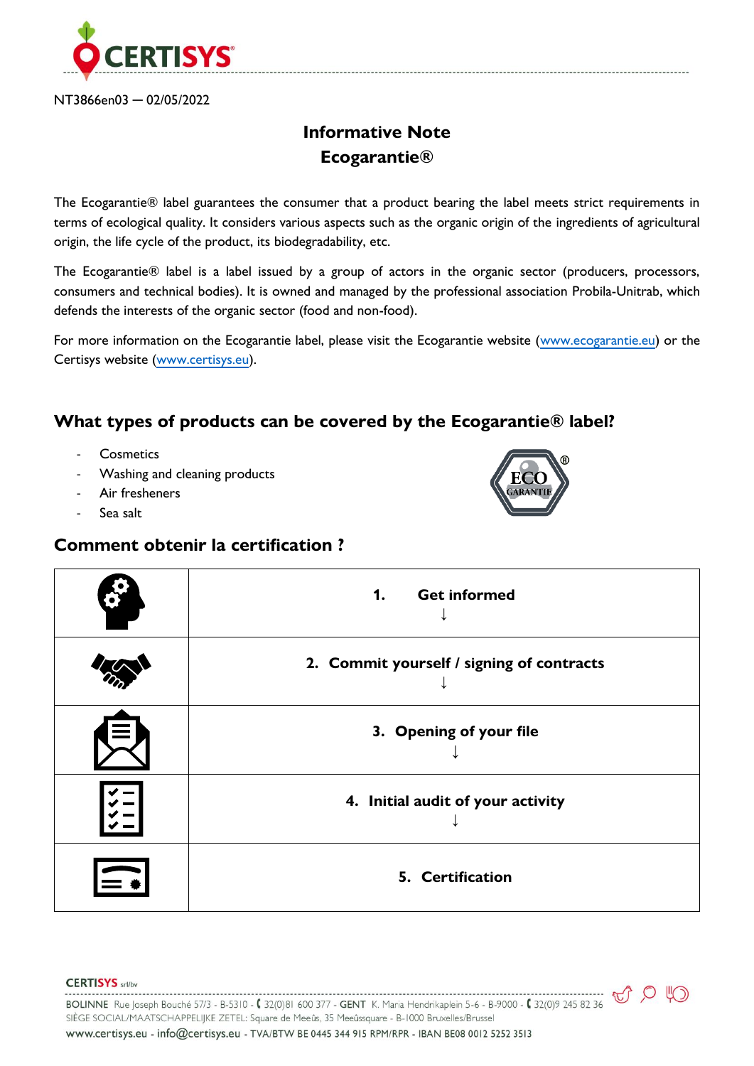NT3866en03 — 02/05/2022

# Informative Note
# Ecogarantie®

The Ecogarantie® label guarantees the consumer that a product bearing the label meets strict requirements in terms of ecological quality. It considers various aspects such as the organic origin of the ingredients of agricultural origin, the life cycle of the product, its biodegradability, etc.

The Ecogarantie® label is a label issued by a group of actors in the organic sector (producers, processors, consumers and technical bodies). It is owned and managed by the professional association Probila-Unitrab, which defends the interests of the organic sector (food and non-food).

For more information on the Ecogarantie label, please visit the Ecogarantie website (www.ecogarantie.eu) or the Certisys website (www.certisys.eu).

## What types of products can be covered by the Ecogarantie® label?

- Cosmetics
- Washing and cleaning products
- Air fresheners
- Sea salt

## Comment obtenir la certification ?

| | |
|---|---|
| | **1. Get informed** ↓ |
| | **2. Commit yourself / signing of contracts** ↓ |
| | **3. Opening of your file** ↓ |
| | **4. Initial audit of your activity** ↓ |
| | **5. Certification** |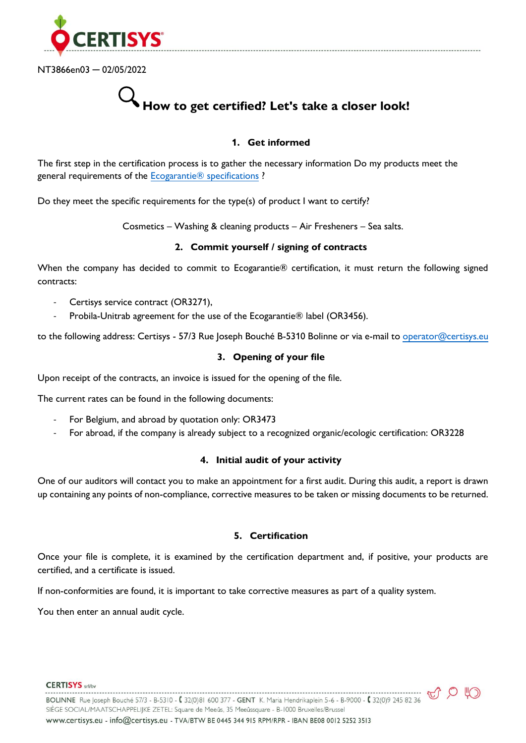NT3866en03 — 02/05/2022

# How to get certified? Let's take a closer look!

## 1. Get informed

The first step in the certification process is to gather the necessary information Do my products meet the general requirements of the Ecogarantie® specifications ?

Do they meet the specific requirements for the type(s) of product I want to certify?

Cosmetics – Washing & cleaning products – Air Fresheners – Sea salts.

## 2. Commit yourself / signing of contracts

When the company has decided to commit to Ecogarantie® certification, it must return the following signed contracts:

- Certisys service contract (OR3271),
- Probila-Unitrab agreement for the use of the Ecogarantie® label (OR3456).

to the following address: Certisys - 57/3 Rue Joseph Bouché B-5310 Bolinne or via e-mail to operator@certisys.eu

## 3. Opening of your file

Upon receipt of the contracts, an invoice is issued for the opening of the file.

The current rates can be found in the following documents:

- For Belgium, and abroad by quotation only: OR3473
- For abroad, if the company is already subject to a recognized organic/ecologic certification: OR3228

## 4. Initial audit of your activity

One of our auditors will contact you to make an appointment for a first audit. During this audit, a report is drawn up containing any points of non-compliance, corrective measures to be taken or missing documents to be returned.

## 5. Certification

Once your file is complete, it is examined by the certification department and, if positive, your products are certified, and a certificate is issued.

If non-conformities are found, it is important to take corrective measures as part of a quality system.

You then enter an annual audit cycle.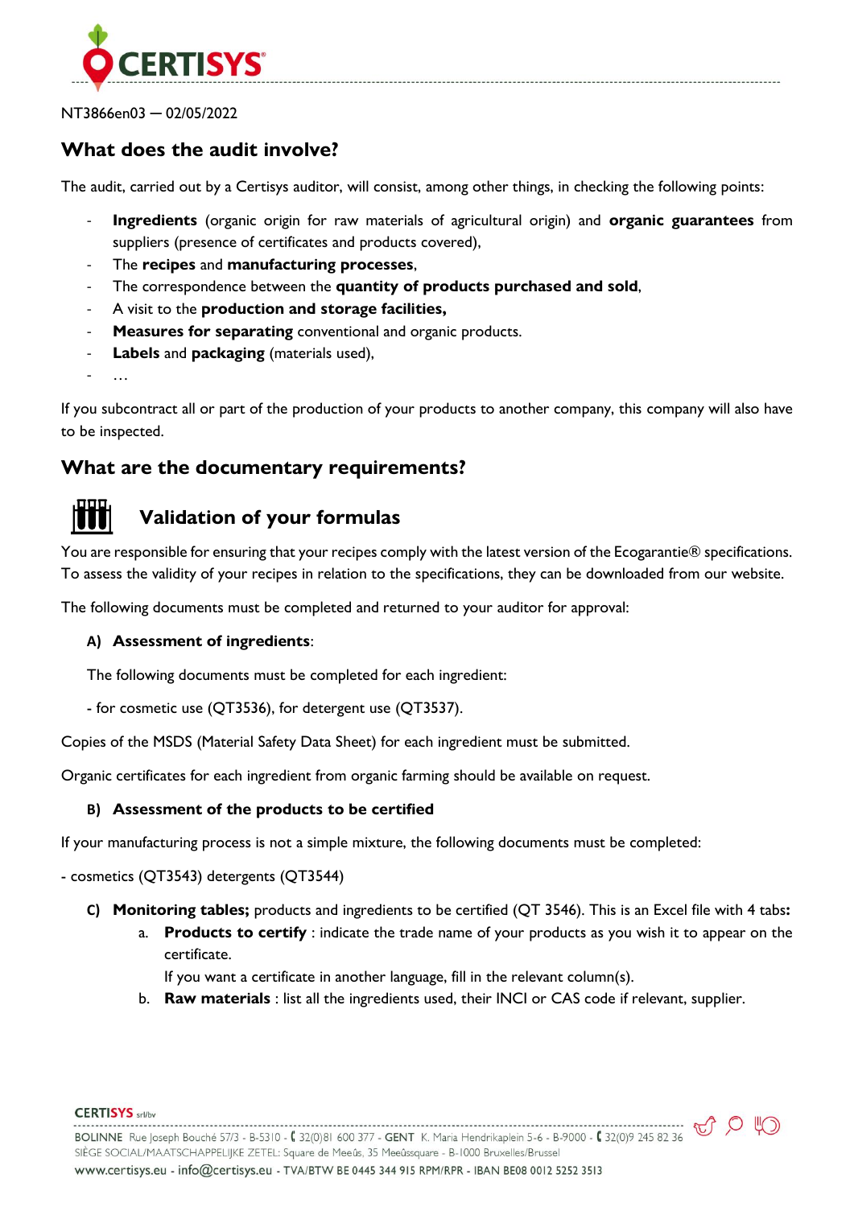NT3866en03 — 02/05/2022

## What does the audit involve?

The audit, carried out by a Certisys auditor, will consist, among other things, in checking the following points:

- **Ingredients** (organic origin for raw materials of agricultural origin) and **organic guarantees** from suppliers (presence of certificates and products covered),
- The **recipes** and **manufacturing processes**,
- The correspondence between the **quantity of products purchased and sold**,
- A visit to the **production and storage facilities,**
- **Measures for separating** conventional and organic products.
- **Labels** and **packaging** (materials used),
- …

If you subcontract all or part of the production of your products to another company, this company will also have to be inspected.

## What are the documentary requirements?

### Validation of your formulas

You are responsible for ensuring that your recipes comply with the latest version of the Ecogarantie® specifications. To assess the validity of your recipes in relation to the specifications, they can be downloaded from our website.

The following documents must be completed and returned to your auditor for approval:

**A) Assessment of ingredients**:

The following documents must be completed for each ingredient:

- for cosmetic use (QT3536), for detergent use (QT3537).

Copies of the MSDS (Material Safety Data Sheet) for each ingredient must be submitted.

Organic certificates for each ingredient from organic farming should be available on request.

**B) Assessment of the products to be certified**

If your manufacturing process is not a simple mixture, the following documents must be completed:

- cosmetics (QT3543) detergents (QT3544)

**C) Monitoring tables;** products and ingredients to be certified (QT 3546). This is an Excel file with 4 tabs**:**

a. **Products to certify** : indicate the trade name of your products as you wish it to appear on the certificate.
   If you want a certificate in another language, fill in the relevant column(s).
b. **Raw materials** : list all the ingredients used, their INCI or CAS code if relevant, supplier.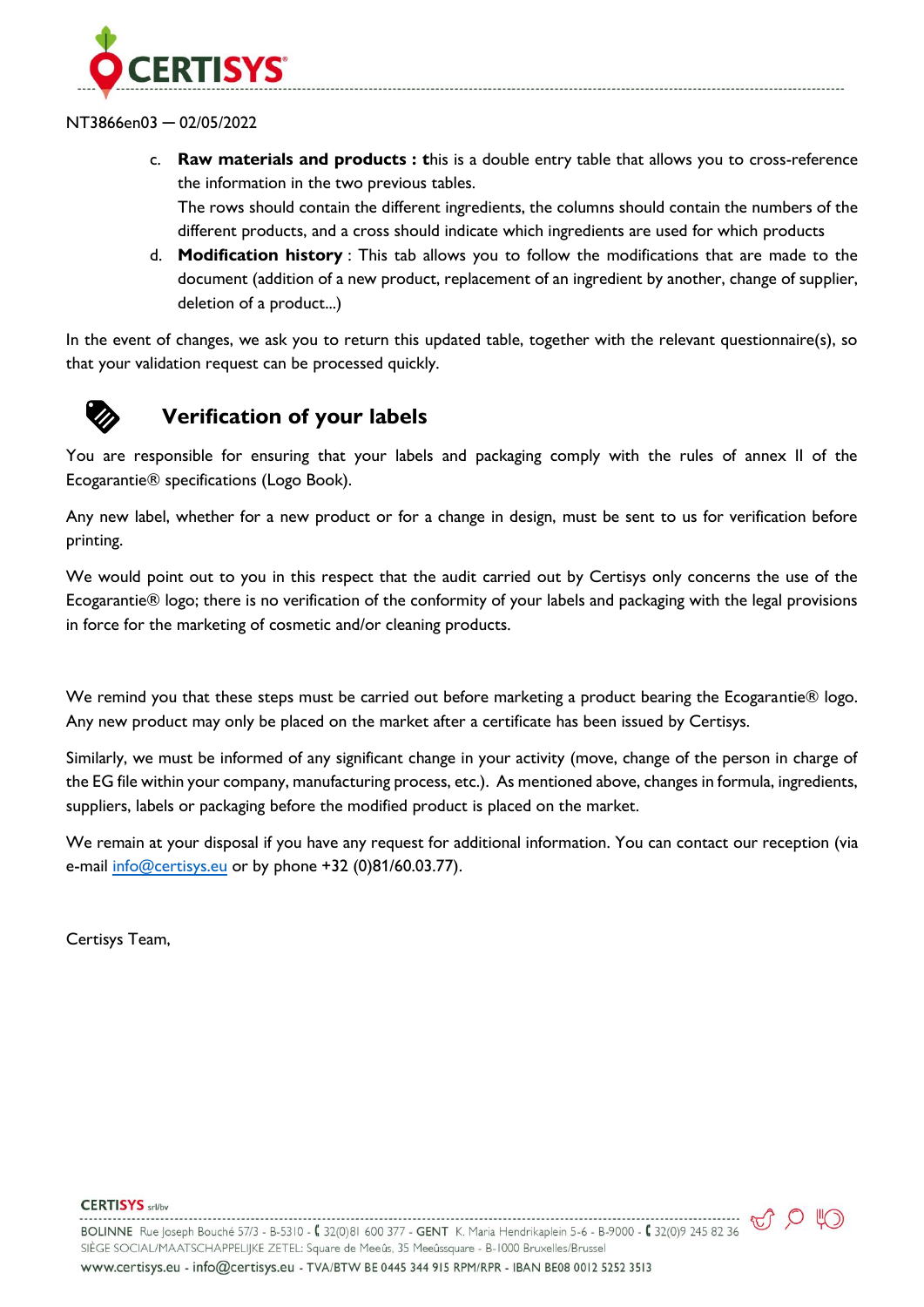NT3866en03 — 02/05/2022

c. **Raw materials and products : t**his is a double entry table that allows you to cross-reference the information in the two previous tables.
   The rows should contain the different ingredients, the columns should contain the numbers of the different products, and a cross should indicate which ingredients are used for which products
d. **Modification history** : This tab allows you to follow the modifications that are made to the document (addition of a new product, replacement of an ingredient by another, change of supplier, deletion of a product...)

In the event of changes, we ask you to return this updated table, together with the relevant questionnaire(s), so that your validation request can be processed quickly.

## Verification of your labels

You are responsible for ensuring that your labels and packaging comply with the rules of annex II of the Ecogarantie® specifications (Logo Book).

Any new label, whether for a new product or for a change in design, must be sent to us for verification before printing.

We would point out to you in this respect that the audit carried out by Certisys only concerns the use of the Ecogarantie® logo; there is no verification of the conformity of your labels and packaging with the legal provisions in force for the marketing of cosmetic and/or cleaning products.

We remind you that these steps must be carried out before marketing a product bearing the Ecogarantie® logo. Any new product may only be placed on the market after a certificate has been issued by Certisys.

Similarly, we must be informed of any significant change in your activity (move, change of the person in charge of the EG file within your company, manufacturing process, etc.). As mentioned above, changes in formula, ingredients, suppliers, labels or packaging before the modified product is placed on the market.

We remain at your disposal if you have any request for additional information. You can contact our reception (via e-mail info@certisys.eu or by phone +32 (0)81/60.03.77).

Certisys Team,